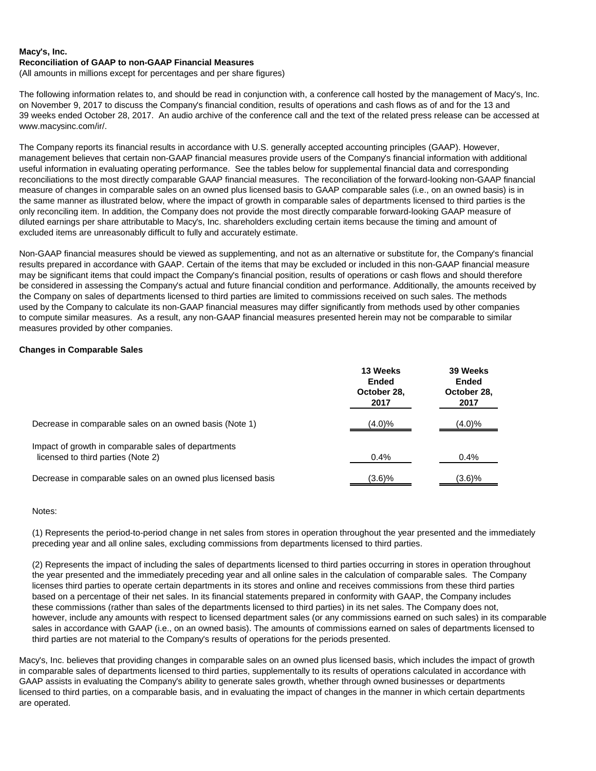**Macy's, Inc.**
**Reconciliation of GAAP to non-GAAP Financial Measures**
(All amounts in millions except for percentages and per share figures)

The following information relates to, and should be read in conjunction with, a conference call hosted by the management of Macy's, Inc. on November 9, 2017 to discuss the Company's financial condition, results of operations and cash flows as of and for the 13 and 39 weeks ended October 28, 2017. An audio archive of the conference call and the text of the related press release can be accessed at www.macysinc.com/ir/.

The Company reports its financial results in accordance with U.S. generally accepted accounting principles (GAAP). However, management believes that certain non-GAAP financial measures provide users of the Company's financial information with additional useful information in evaluating operating performance. See the tables below for supplemental financial data and corresponding reconciliations to the most directly comparable GAAP financial measures. The reconciliation of the forward-looking non-GAAP financial measure of changes in comparable sales on an owned plus licensed basis to GAAP comparable sales (i.e., on an owned basis) is in the same manner as illustrated below, where the impact of growth in comparable sales of departments licensed to third parties is the only reconciling item. In addition, the Company does not provide the most directly comparable forward-looking GAAP measure of diluted earnings per share attributable to Macy's, Inc. shareholders excluding certain items because the timing and amount of excluded items are unreasonably difficult to fully and accurately estimate.

Non-GAAP financial measures should be viewed as supplementing, and not as an alternative or substitute for, the Company's financial results prepared in accordance with GAAP. Certain of the items that may be excluded or included in this non-GAAP financial measure may be significant items that could impact the Company's financial position, results of operations or cash flows and should therefore be considered in assessing the Company's actual and future financial condition and performance. Additionally, the amounts received by the Company on sales of departments licensed to third parties are limited to commissions received on such sales. The methods used by the Company to calculate its non-GAAP financial measures may differ significantly from methods used by other companies to compute similar measures. As a result, any non-GAAP financial measures presented herein may not be comparable to similar measures provided by other companies.

**Changes in Comparable Sales**

| | 13 Weeks Ended October 28, 2017 | 39 Weeks Ended October 28, 2017 |
|---|---|---|
| Decrease in comparable sales on an owned basis (Note 1) | (4.0)% | (4.0)% |
| Impact of growth in comparable sales of departments licensed to third parties (Note 2) | 0.4% | 0.4% |
| Decrease in comparable sales on an owned plus licensed basis | (3.6)% | (3.6)% |

Notes:

(1) Represents the period-to-period change in net sales from stores in operation throughout the year presented and the immediately preceding year and all online sales, excluding commissions from departments licensed to third parties.

(2) Represents the impact of including the sales of departments licensed to third parties occurring in stores in operation throughout the year presented and the immediately preceding year and all online sales in the calculation of comparable sales. The Company licenses third parties to operate certain departments in its stores and online and receives commissions from these third parties based on a percentage of their net sales. In its financial statements prepared in conformity with GAAP, the Company includes these commissions (rather than sales of the departments licensed to third parties) in its net sales. The Company does not, however, include any amounts with respect to licensed department sales (or any commissions earned on such sales) in its comparable sales in accordance with GAAP (i.e., on an owned basis). The amounts of commissions earned on sales of departments licensed to third parties are not material to the Company's results of operations for the periods presented.

Macy's, Inc. believes that providing changes in comparable sales on an owned plus licensed basis, which includes the impact of growth in comparable sales of departments licensed to third parties, supplementally to its results of operations calculated in accordance with GAAP assists in evaluating the Company's ability to generate sales growth, whether through owned businesses or departments licensed to third parties, on a comparable basis, and in evaluating the impact of changes in the manner in which certain departments are operated.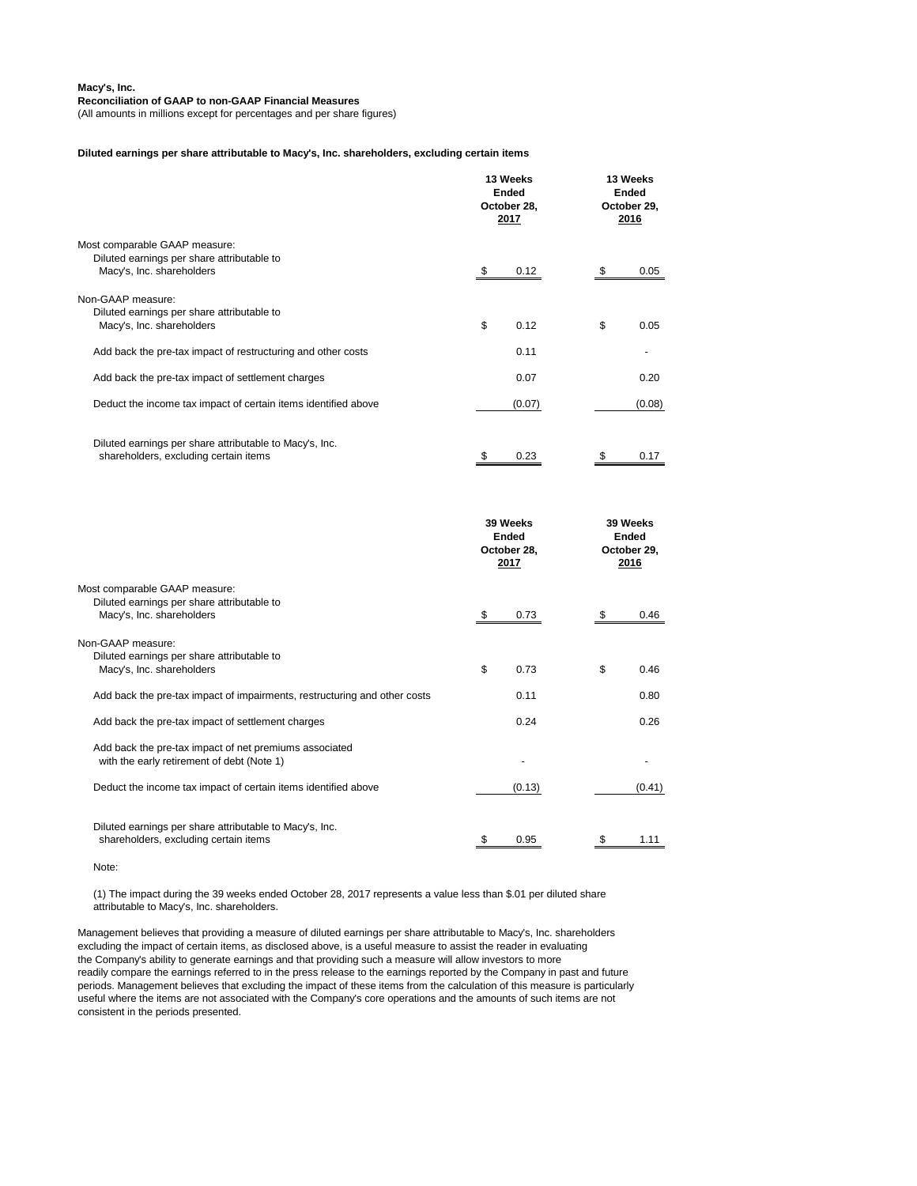**Macy's, Inc.**
**Reconciliation of GAAP to non-GAAP Financial Measures**
(All amounts in millions except for percentages and per share figures)

**Diluted earnings per share attributable to Macy's, Inc. shareholders, excluding certain items**

| | 13 Weeks Ended October 28, 2017 | 13 Weeks Ended October 29, 2016 |
|---|---|---|
| Most comparable GAAP measure: | | |
| Diluted earnings per share attributable to Macy's, Inc. shareholders | $ 0.12 | $ 0.05 |
| Non-GAAP measure: | | |
| Diluted earnings per share attributable to Macy's, Inc. shareholders | $ 0.12 | $ 0.05 |
| Add back the pre-tax impact of restructuring and other costs | 0.11 | - |
| Add back the pre-tax impact of settlement charges | 0.07 | 0.20 |
| Deduct the income tax impact of certain items identified above | (0.07) | (0.08) |
| Diluted earnings per share attributable to Macy's, Inc. shareholders, excluding certain items | $ 0.23 | $ 0.17 |

| | 39 Weeks Ended October 28, 2017 | 39 Weeks Ended October 29, 2016 |
|---|---|---|
| Most comparable GAAP measure: | | |
| Diluted earnings per share attributable to Macy's, Inc. shareholders | $ 0.73 | $ 0.46 |
| Non-GAAP measure: | | |
| Diluted earnings per share attributable to Macy's, Inc. shareholders | $ 0.73 | $ 0.46 |
| Add back the pre-tax impact of impairments, restructuring and other costs | 0.11 | 0.80 |
| Add back the pre-tax impact of settlement charges | 0.24 | 0.26 |
| Add back the pre-tax impact of net premiums associated with the early retirement of debt (Note 1) | - | - |
| Deduct the income tax impact of certain items identified above | (0.13) | (0.41) |
| Diluted earnings per share attributable to Macy's, Inc. shareholders, excluding certain items | $ 0.95 | $ 1.11 |

Note:

(1) The impact during the 39 weeks ended October 28, 2017 represents a value less than $.01 per diluted share attributable to Macy's, Inc. shareholders.

Management believes that providing a measure of diluted earnings per share attributable to Macy's, Inc. shareholders excluding the impact of certain items, as disclosed above, is a useful measure to assist the reader in evaluating the Company's ability to generate earnings and that providing such a measure will allow investors to more readily compare the earnings referred to in the press release to the earnings reported by the Company in past and future periods. Management believes that excluding the impact of these items from the calculation of this measure is particularly useful where the items are not associated with the Company's core operations and the amounts of such items are not consistent in the periods presented.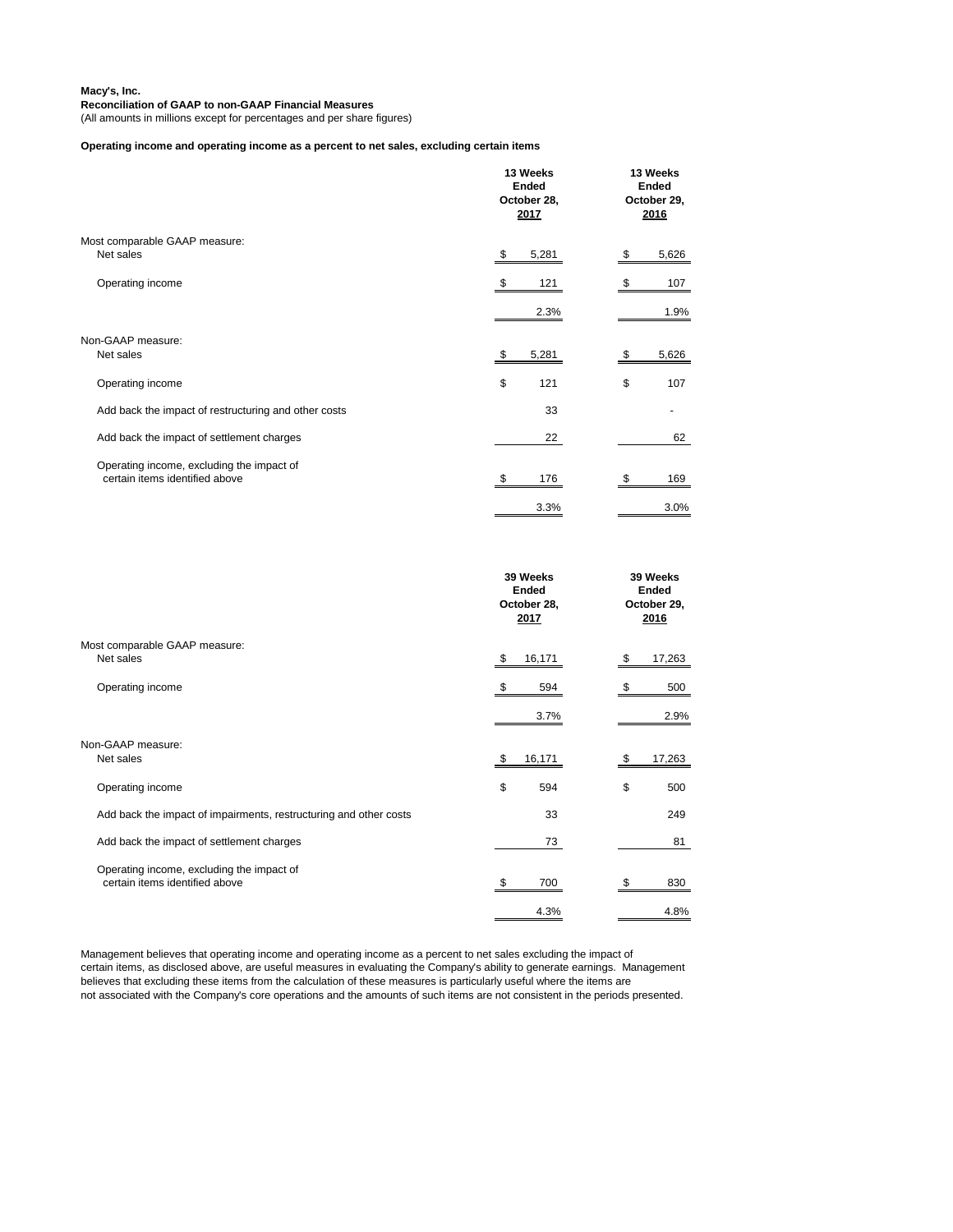**Macy's, Inc.**
**Reconciliation of GAAP to non-GAAP Financial Measures**
(All amounts in millions except for percentages and per share figures)

**Operating income and operating income as a percent to net sales, excluding certain items**

| | 13 Weeks Ended October 28, 2017 | 13 Weeks Ended October 29, 2016 |
|---|---|---|
| Most comparable GAAP measure: | | |
| Net sales | $ 5,281 | $ 5,626 |
| Operating income | $ 121 | $ 107 |
| | 2.3% | 1.9% |
| Non-GAAP measure: | | |
| Net sales | $ 5,281 | $ 5,626 |
| Operating income | $ 121 | $ 107 |
| Add back the impact of restructuring and other costs | 33 | - |
| Add back the impact of settlement charges | 22 | 62 |
| Operating income, excluding the impact of certain items identified above | $ 176 | $ 169 |
| | 3.3% | 3.0% |

| | 39 Weeks Ended October 28, 2017 | 39 Weeks Ended October 29, 2016 |
|---|---|---|
| Most comparable GAAP measure: | | |
| Net sales | $ 16,171 | $ 17,263 |
| Operating income | $ 594 | $ 500 |
| | 3.7% | 2.9% |
| Non-GAAP measure: | | |
| Net sales | $ 16,171 | $ 17,263 |
| Operating income | $ 594 | $ 500 |
| Add back the impact of impairments, restructuring and other costs | 33 | 249 |
| Add back the impact of settlement charges | 73 | 81 |
| Operating income, excluding the impact of certain items identified above | $ 700 | $ 830 |
| | 4.3% | 4.8% |

Management believes that operating income and operating income as a percent to net sales excluding the impact of certain items, as disclosed above, are useful measures in evaluating the Company's ability to generate earnings. Management believes that excluding these items from the calculation of these measures is particularly useful where the items are not associated with the Company's core operations and the amounts of such items are not consistent in the periods presented.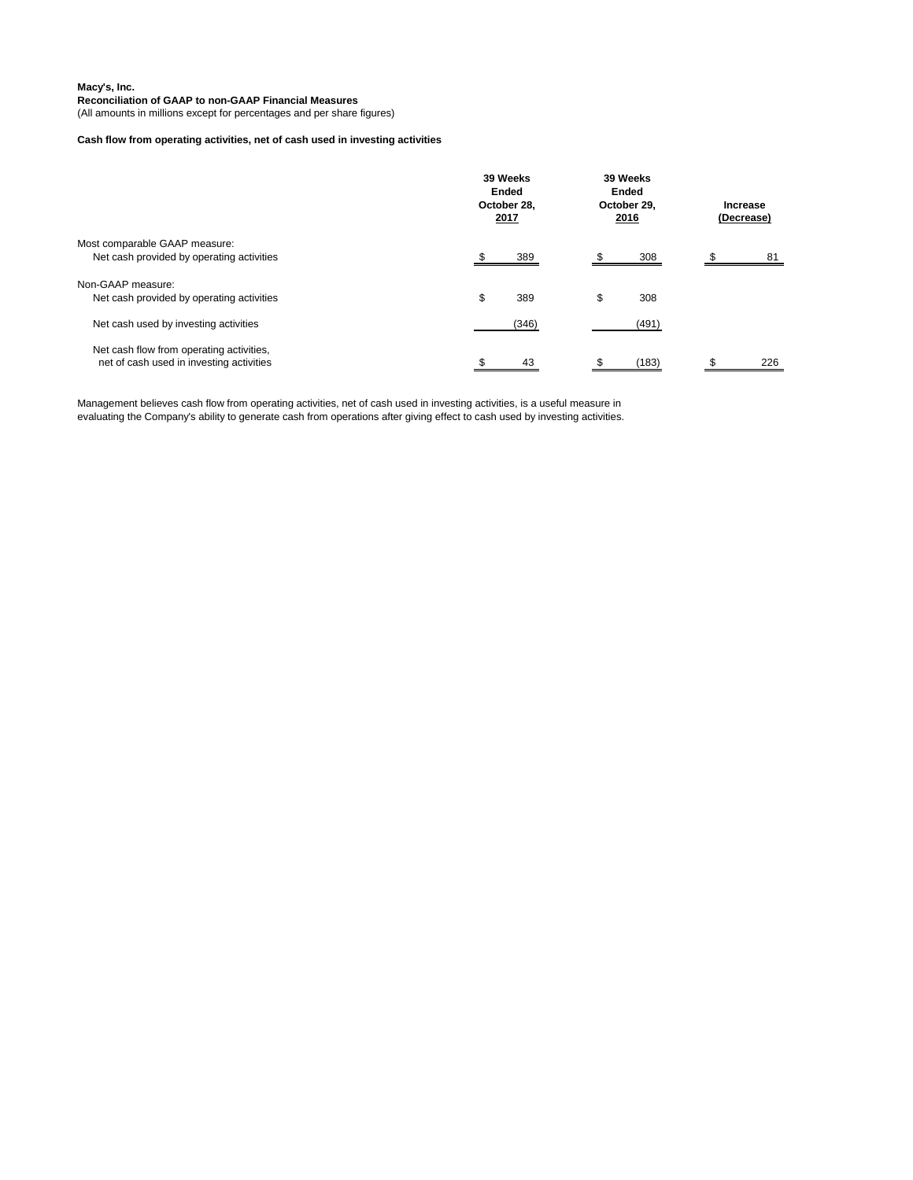**Macy's, Inc.**
**Reconciliation of GAAP to non-GAAP Financial Measures**
(All amounts in millions except for percentages and per share figures)

**Cash flow from operating activities, net of cash used in investing activities**

| | 39 Weeks Ended October 28, 2017 | 39 Weeks Ended October 29, 2016 | Increase (Decrease) |
|---|---|---|---|
| Most comparable GAAP measure: | | | |
| Net cash provided by operating activities | $ 389 | $ 308 | $ 81 |
| Non-GAAP measure: | | | |
| Net cash provided by operating activities | $ 389 | $ 308 | |
| Net cash used by investing activities | (346) | (491) | |
| Net cash flow from operating activities, net of cash used in investing activities | $ 43 | $ (183) | $ 226 |

Management believes cash flow from operating activities, net of cash used in investing activities, is a useful measure in evaluating the Company's ability to generate cash from operations after giving effect to cash used by investing activities.